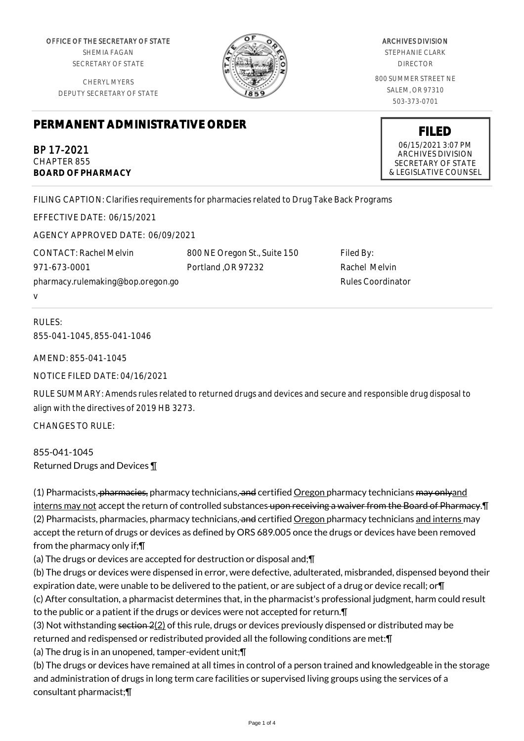OFFICE OF THE SECRETARY OF STATE
SHEMIA FAGAN
SECRETARY OF STATE

CHERYL MYERS
DEPUTY SECRETARY OF STATE

ARCHIVES DIVISION
STEPHANIE CLARK
DIRECTOR

800 SUMMER STREET NE
SALEM, OR 97310
503-373-0701

# PERMANENT ADMINISTRATIVE ORDER

**FILED**
06/15/2021 3:07 PM
ARCHIVES DIVISION
SECRETARY OF STATE
& LEGISLATIVE COUNSEL

BP 17-2021
CHAPTER 855
**BOARD OF PHARMACY**

FILING CAPTION: Clarifies requirements for pharmacies related to Drug Take Back Programs

EFFECTIVE DATE: 06/15/2021

AGENCY APPROVED DATE: 06/09/2021

CONTACT: Rachel Melvin
971-673-0001
pharmacy.rulemaking@bop.oregon.gov

800 NE Oregon St., Suite 150
Portland ,OR 97232

Filed By:
Rachel Melvin
Rules Coordinator

RULES:
855-041-1045, 855-041-1046

AMEND: 855-041-1045

NOTICE FILED DATE: 04/16/2021

RULE SUMMARY: Amends rules related to returned drugs and devices and secure and responsible drug disposal to align with the directives of 2019 HB 3273.

CHANGES TO RULE:

855-041-1045
Returned Drugs and Devices ¶

(1) Pharmacists, ~~pharmacies,~~ pharmacy technicians, ~~and~~ certified Oregon pharmacy technicians ~~may only~~and interns may not accept the return of controlled substances ~~upon receiving a waiver from the Board of Pharmacy~~.¶
(2) Pharmacists, pharmacies, pharmacy technicians, ~~and~~ certified Oregon pharmacy technicians and interns may accept the return of drugs or devices as defined by ORS 689.005 once the drugs or devices have been removed from the pharmacy only if;¶
(a) The drugs or devices are accepted for destruction or disposal and;¶
(b) The drugs or devices were dispensed in error, were defective, adulterated, misbranded, dispensed beyond their expiration date, were unable to be delivered to the patient, or are subject of a drug or device recall; or¶
(c) After consultation, a pharmacist determines that, in the pharmacist's professional judgment, harm could result to the public or a patient if the drugs or devices were not accepted for return.¶
(3) Not withstanding ~~section 2~~(2) of this rule, drugs or devices previously dispensed or distributed may be returned and redispensed or redistributed provided all the following conditions are met:¶
(a) The drug is in an unopened, tamper-evident unit;¶
(b) The drugs or devices have remained at all times in control of a person trained and knowledgeable in the storage and administration of drugs in long term care facilities or supervised living groups using the services of a consultant pharmacist;¶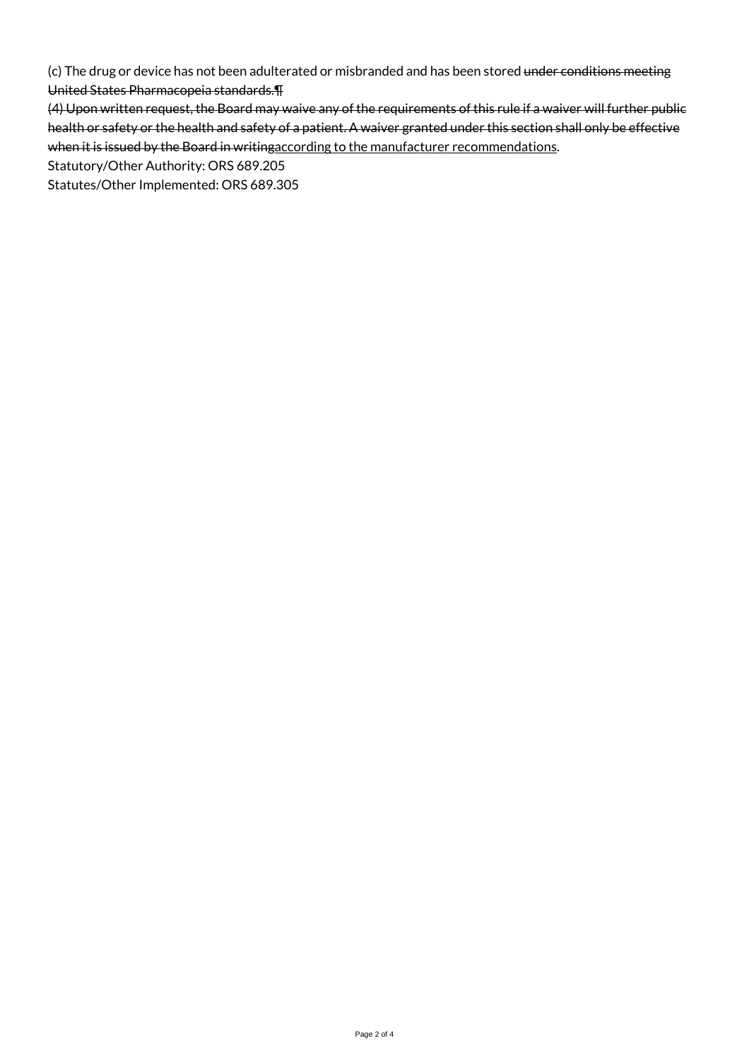(c) The drug or device has not been adulterated or misbranded and has been stored ~~under conditions meeting United States Pharmacopeia standards.¶~~
~~(4) Upon written request, the Board may waive any of the requirements of this rule if a waiver will further public health or safety or the health and safety of a patient. A waiver granted under this section shall only be effective when it is issued by the Board in writing~~<u>according to the manufacturer recommendations</u>.
Statutory/Other Authority: ORS 689.205
Statutes/Other Implemented: ORS 689.305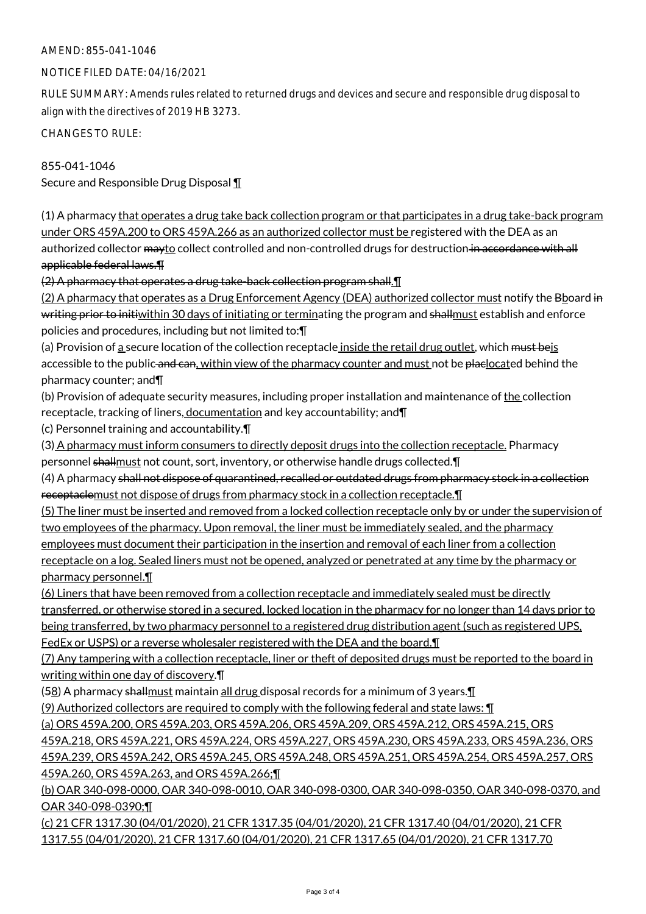AMEND: 855-041-1046

NOTICE FILED DATE: 04/16/2021

RULE SUMMARY: Amends rules related to returned drugs and devices and secure and responsible drug disposal to align with the directives of 2019 HB 3273.

CHANGES TO RULE:

855-041-1046
Secure and Responsible Drug Disposal ¶

(1) A pharmacy that operates a drug take back collection program or that participates in a drug take-back program under ORS 459A.200 to ORS 459A.266 as an authorized collector must be registered with the DEA as an authorized collector mayto collect controlled and non-controlled drugs for destruction in accordance with all applicable federal laws.¶

(2) A pharmacy that operates a drug take-back collection program shall.¶

(2) A pharmacy that operates as a Drug Enforcement Agency (DEA) authorized collector must notify the Bboard in writing prior to initiwithin 30 days of initiating or terminating the program and shallmust establish and enforce policies and procedures, including but not limited to:¶

(a) Provision of a secure location of the collection receptacle inside the retail drug outlet, which must beis accessible to the public and can, within view of the pharmacy counter and must not be placlocated behind the pharmacy counter; and¶

(b) Provision of adequate security measures, including proper installation and maintenance of the collection receptacle, tracking of liners, documentation and key accountability; and¶

(c) Personnel training and accountability.¶

(3) A pharmacy must inform consumers to directly deposit drugs into the collection receptacle. Pharmacy personnel shallmust not count, sort, inventory, or otherwise handle drugs collected.¶

(4) A pharmacy shall not dispose of quarantined, recalled or outdated drugs from pharmacy stock in a collection receptaclemust not dispose of drugs from pharmacy stock in a collection receptacle.¶

(5) The liner must be inserted and removed from a locked collection receptacle only by or under the supervision of two employees of the pharmacy. Upon removal, the liner must be immediately sealed, and the pharmacy employees must document their participation in the insertion and removal of each liner from a collection receptacle on a log. Sealed liners must not be opened, analyzed or penetrated at any time by the pharmacy or pharmacy personnel.¶

(6) Liners that have been removed from a collection receptacle and immediately sealed must be directly transferred, or otherwise stored in a secured, locked location in the pharmacy for no longer than 14 days prior to being transferred, by two pharmacy personnel to a registered drug distribution agent (such as registered UPS, FedEx or USPS) or a reverse wholesaler registered with the DEA and the board.¶

(7) Any tampering with a collection receptacle, liner or theft of deposited drugs must be reported to the board in writing within one day of discovery.¶

(58) A pharmacy shallmust maintain all drug disposal records for a minimum of 3 years.¶

(9) Authorized collectors are required to comply with the following federal and state laws: ¶

(a) ORS 459A.200, ORS 459A.203, ORS 459A.206, ORS 459A.209, ORS 459A.212, ORS 459A.215, ORS 459A.218, ORS 459A.221, ORS 459A.224, ORS 459A.227, ORS 459A.230, ORS 459A.233, ORS 459A.236, ORS 459A.239, ORS 459A.242, ORS 459A.245, ORS 459A.248, ORS 459A.251, ORS 459A.254, ORS 459A.257, ORS 459A.260, ORS 459A.263, and ORS 459A.266;¶

(b) OAR 340-098-0000, OAR 340-098-0010, OAR 340-098-0300, OAR 340-098-0350, OAR 340-098-0370, and OAR 340-098-0390;¶

(c) 21 CFR 1317.30 (04/01/2020), 21 CFR 1317.35 (04/01/2020), 21 CFR 1317.40 (04/01/2020), 21 CFR 1317.55 (04/01/2020), 21 CFR 1317.60 (04/01/2020), 21 CFR 1317.65 (04/01/2020), 21 CFR 1317.70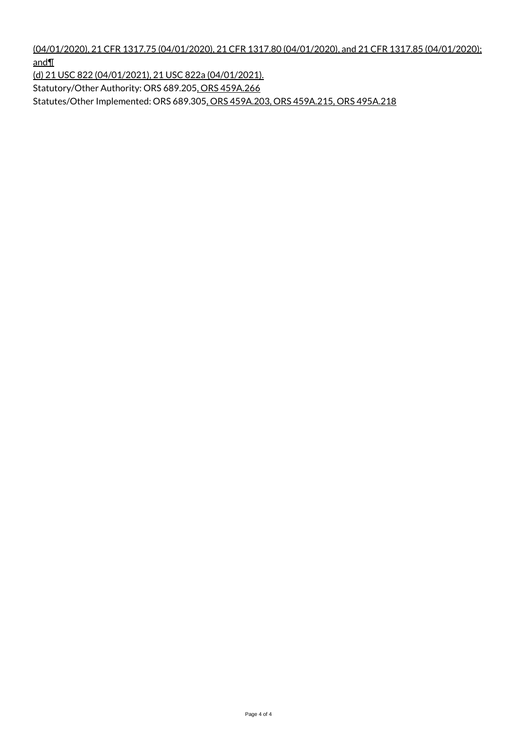(04/01/2020), 21 CFR 1317.75 (04/01/2020), 21 CFR 1317.80 (04/01/2020), and 21 CFR 1317.85 (04/01/2020); and¶

(d) 21 USC 822 (04/01/2021), 21 USC 822a (04/01/2021).

Statutory/Other Authority: ORS 689.205, ORS 459A.266

Statutes/Other Implemented: ORS 689.305, ORS 459A.203, ORS 459A.215, ORS 495A.218